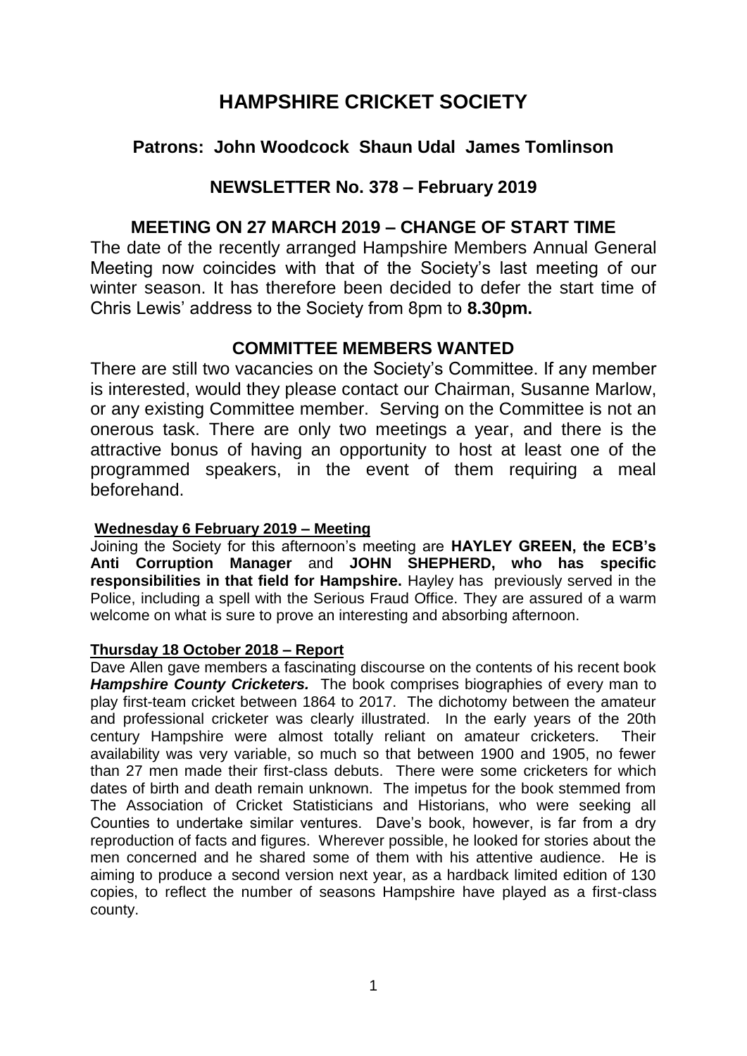# HAMPSHIRE CRICKET SOCIETY

## Patrons: John Woodcock Shaun Udal James Tomlinson

## NEWSLETTER No. 378 – February 2019

## MEETING ON 27 MARCH 2019 – CHANGE OF START TIME

The date of the recently arranged Hampshire Members Annual General Meeting now coincides with that of the Society's last meeting of our winter season. It has therefore been decided to defer the start time of Chris Lewis' address to the Society from 8pm to **8.30pm.**

## COMMITTEE MEMBERS WANTED

There are still two vacancies on the Society's Committee. If any member is interested, would they please contact our Chairman, Susanne Marlow, or any existing Committee member. Serving on the Committee is not an onerous task. There are only two meetings a year, and there is the attractive bonus of having an opportunity to host at least one of the programmed speakers, in the event of them requiring a meal beforehand.

### Wednesday 6 February 2019 – Meeting

Joining the Society for this afternoon's meeting are **HAYLEY GREEN, the ECB's Anti Corruption Manager** and **JOHN SHEPHERD, who has specific responsibilities in that field for Hampshire.** Hayley has previously served in the Police, including a spell with the Serious Fraud Office. They are assured of a warm welcome on what is sure to prove an interesting and absorbing afternoon.

### Thursday 18 October 2018 – Report

Dave Allen gave members a fascinating discourse on the contents of his recent book ***Hampshire County Cricketers.*** The book comprises biographies of every man to play first-team cricket between 1864 to 2017. The dichotomy between the amateur and professional cricketer was clearly illustrated. In the early years of the 20th century Hampshire were almost totally reliant on amateur cricketers. Their availability was very variable, so much so that between 1900 and 1905, no fewer than 27 men made their first-class debuts. There were some cricketers for which dates of birth and death remain unknown. The impetus for the book stemmed from The Association of Cricket Statisticians and Historians, who were seeking all Counties to undertake similar ventures. Dave's book, however, is far from a dry reproduction of facts and figures. Wherever possible, he looked for stories about the men concerned and he shared some of them with his attentive audience. He is aiming to produce a second version next year, as a hardback limited edition of 130 copies, to reflect the number of seasons Hampshire have played as a first-class county.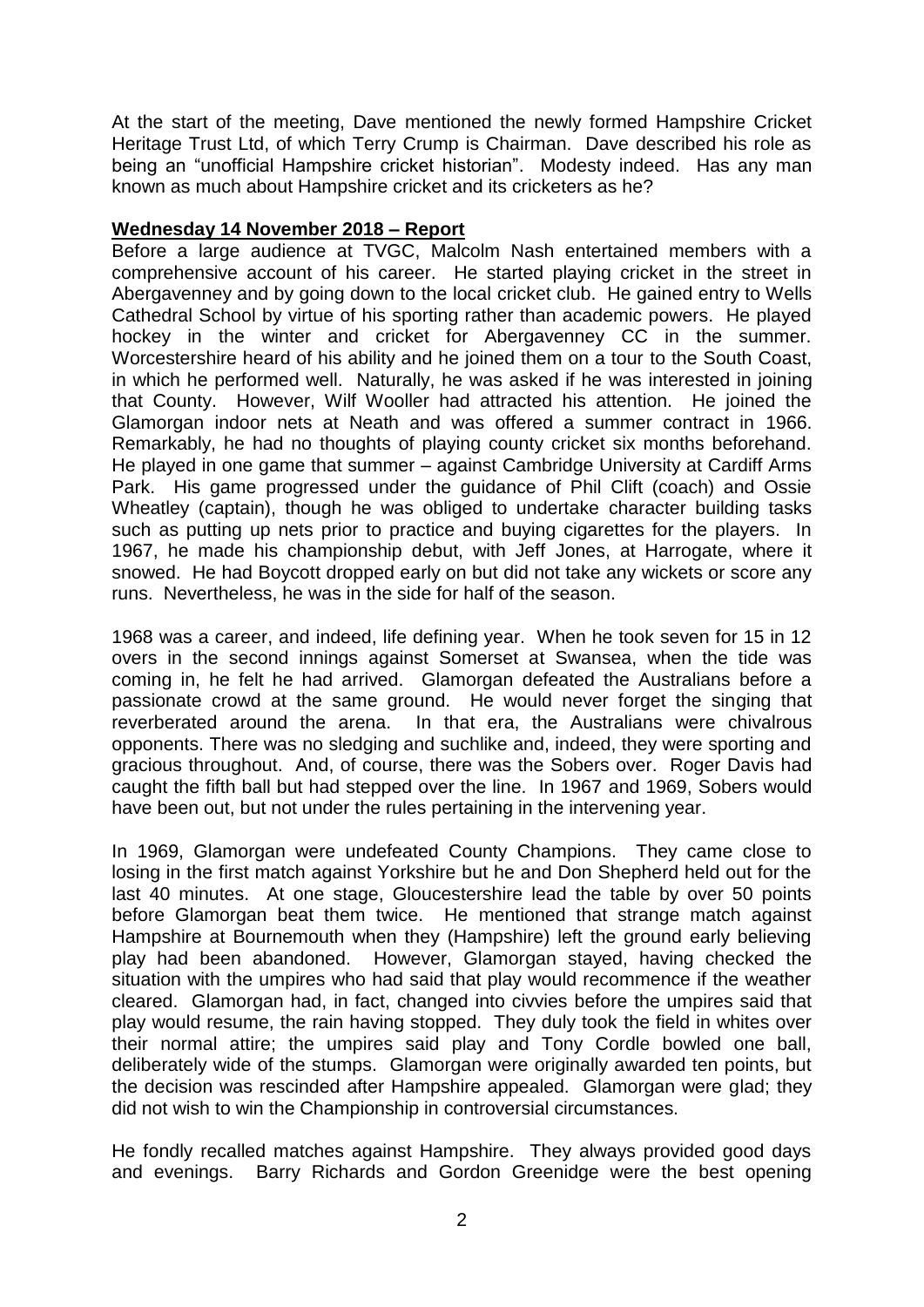At the start of the meeting, Dave mentioned the newly formed Hampshire Cricket Heritage Trust Ltd, of which Terry Crump is Chairman. Dave described his role as being an "unofficial Hampshire cricket historian". Modesty indeed. Has any man known as much about Hampshire cricket and its cricketers as he?

**Wednesday 14 November 2018 – Report**

Before a large audience at TVGC, Malcolm Nash entertained members with a comprehensive account of his career. He started playing cricket in the street in Abergavenney and by going down to the local cricket club. He gained entry to Wells Cathedral School by virtue of his sporting rather than academic powers. He played hockey in the winter and cricket for Abergavenney CC in the summer. Worcestershire heard of his ability and he joined them on a tour to the South Coast, in which he performed well. Naturally, he was asked if he was interested in joining that County. However, Wilf Wooller had attracted his attention. He joined the Glamorgan indoor nets at Neath and was offered a summer contract in 1966. Remarkably, he had no thoughts of playing county cricket six months beforehand. He played in one game that summer – against Cambridge University at Cardiff Arms Park. His game progressed under the guidance of Phil Clift (coach) and Ossie Wheatley (captain), though he was obliged to undertake character building tasks such as putting up nets prior to practice and buying cigarettes for the players. In 1967, he made his championship debut, with Jeff Jones, at Harrogate, where it snowed. He had Boycott dropped early on but did not take any wickets or score any runs. Nevertheless, he was in the side for half of the season.

1968 was a career, and indeed, life defining year. When he took seven for 15 in 12 overs in the second innings against Somerset at Swansea, when the tide was coming in, he felt he had arrived. Glamorgan defeated the Australians before a passionate crowd at the same ground. He would never forget the singing that reverberated around the arena. In that era, the Australians were chivalrous opponents. There was no sledging and suchlike and, indeed, they were sporting and gracious throughout. And, of course, there was the Sobers over. Roger Davis had caught the fifth ball but had stepped over the line. In 1967 and 1969, Sobers would have been out, but not under the rules pertaining in the intervening year.

In 1969, Glamorgan were undefeated County Champions. They came close to losing in the first match against Yorkshire but he and Don Shepherd held out for the last 40 minutes. At one stage, Gloucestershire lead the table by over 50 points before Glamorgan beat them twice. He mentioned that strange match against Hampshire at Bournemouth when they (Hampshire) left the ground early believing play had been abandoned. However, Glamorgan stayed, having checked the situation with the umpires who had said that play would recommence if the weather cleared. Glamorgan had, in fact, changed into civvies before the umpires said that play would resume, the rain having stopped. They duly took the field in whites over their normal attire; the umpires said play and Tony Cordle bowled one ball, deliberately wide of the stumps. Glamorgan were originally awarded ten points, but the decision was rescinded after Hampshire appealed. Glamorgan were glad; they did not wish to win the Championship in controversial circumstances.

He fondly recalled matches against Hampshire. They always provided good days and evenings. Barry Richards and Gordon Greenidge were the best opening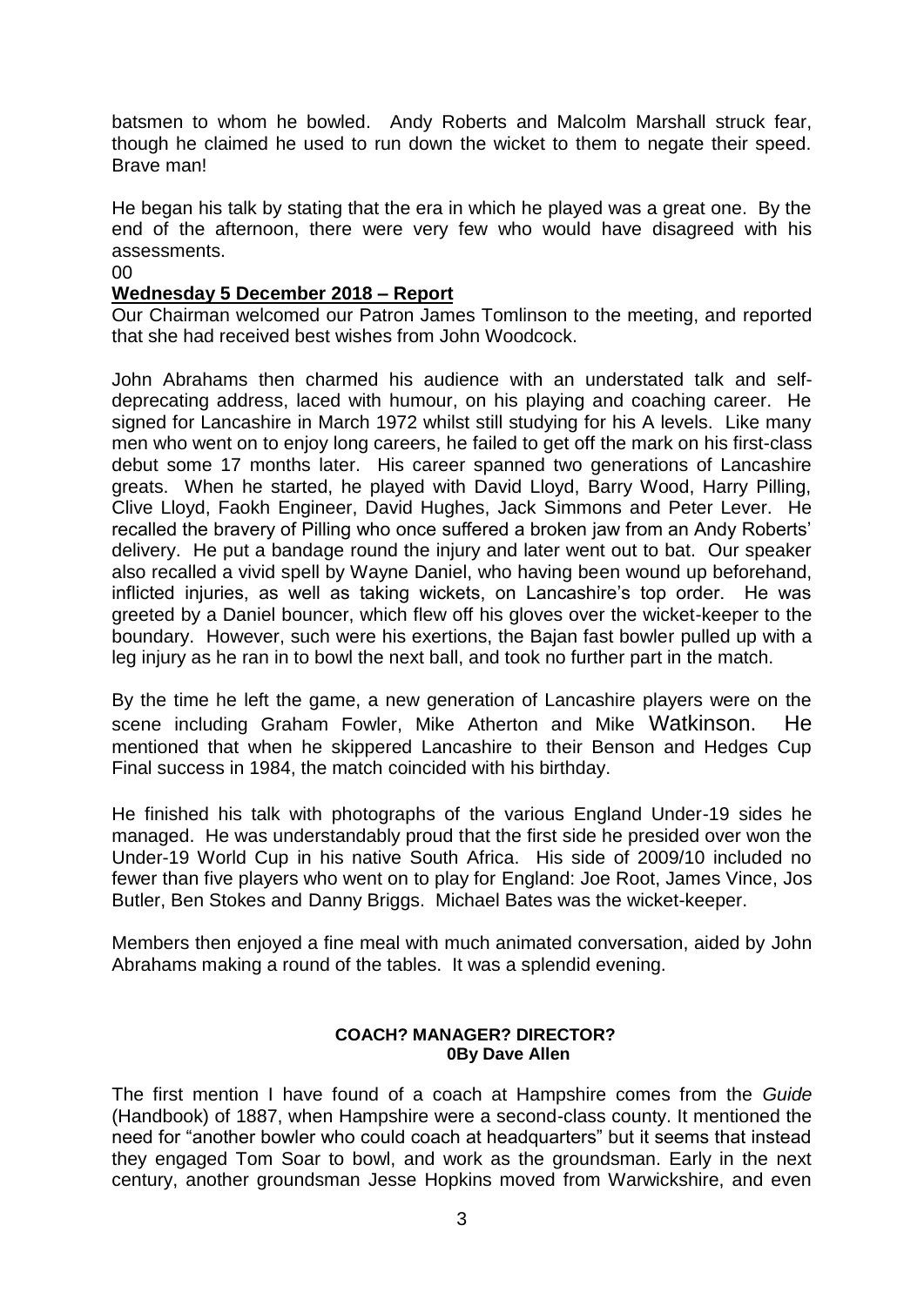batsmen to whom he bowled. Andy Roberts and Malcolm Marshall struck fear, though he claimed he used to run down the wicket to them to negate their speed. Brave man!

He began his talk by stating that the era in which he played was a great one. By the end of the afternoon, there were very few who would have disagreed with his assessments.

00

**Wednesday 5 December 2018 – Report**

Our Chairman welcomed our Patron James Tomlinson to the meeting, and reported that she had received best wishes from John Woodcock.

John Abrahams then charmed his audience with an understated talk and self-deprecating address, laced with humour, on his playing and coaching career. He signed for Lancashire in March 1972 whilst still studying for his A levels. Like many men who went on to enjoy long careers, he failed to get off the mark on his first-class debut some 17 months later. His career spanned two generations of Lancashire greats. When he started, he played with David Lloyd, Barry Wood, Harry Pilling, Clive Lloyd, Faokh Engineer, David Hughes, Jack Simmons and Peter Lever. He recalled the bravery of Pilling who once suffered a broken jaw from an Andy Roberts' delivery. He put a bandage round the injury and later went out to bat. Our speaker also recalled a vivid spell by Wayne Daniel, who having been wound up beforehand, inflicted injuries, as well as taking wickets, on Lancashire's top order. He was greeted by a Daniel bouncer, which flew off his gloves over the wicket-keeper to the boundary. However, such were his exertions, the Bajan fast bowler pulled up with a leg injury as he ran in to bowl the next ball, and took no further part in the match.

By the time he left the game, a new generation of Lancashire players were on the scene including Graham Fowler, Mike Atherton and Mike Watkinson. He mentioned that when he skippered Lancashire to their Benson and Hedges Cup Final success in 1984, the match coincided with his birthday.

He finished his talk with photographs of the various England Under-19 sides he managed. He was understandably proud that the first side he presided over won the Under-19 World Cup in his native South Africa. His side of 2009/10 included no fewer than five players who went on to play for England: Joe Root, James Vince, Jos Butler, Ben Stokes and Danny Briggs. Michael Bates was the wicket-keeper.

Members then enjoyed a fine meal with much animated conversation, aided by John Abrahams making a round of the tables. It was a splendid evening.

**COACH? MANAGER? DIRECTOR?**
**0By Dave Allen**

The first mention I have found of a coach at Hampshire comes from the *Guide* (Handbook) of 1887, when Hampshire were a second-class county. It mentioned the need for "another bowler who could coach at headquarters" but it seems that instead they engaged Tom Soar to bowl, and work as the groundsman. Early in the next century, another groundsman Jesse Hopkins moved from Warwickshire, and even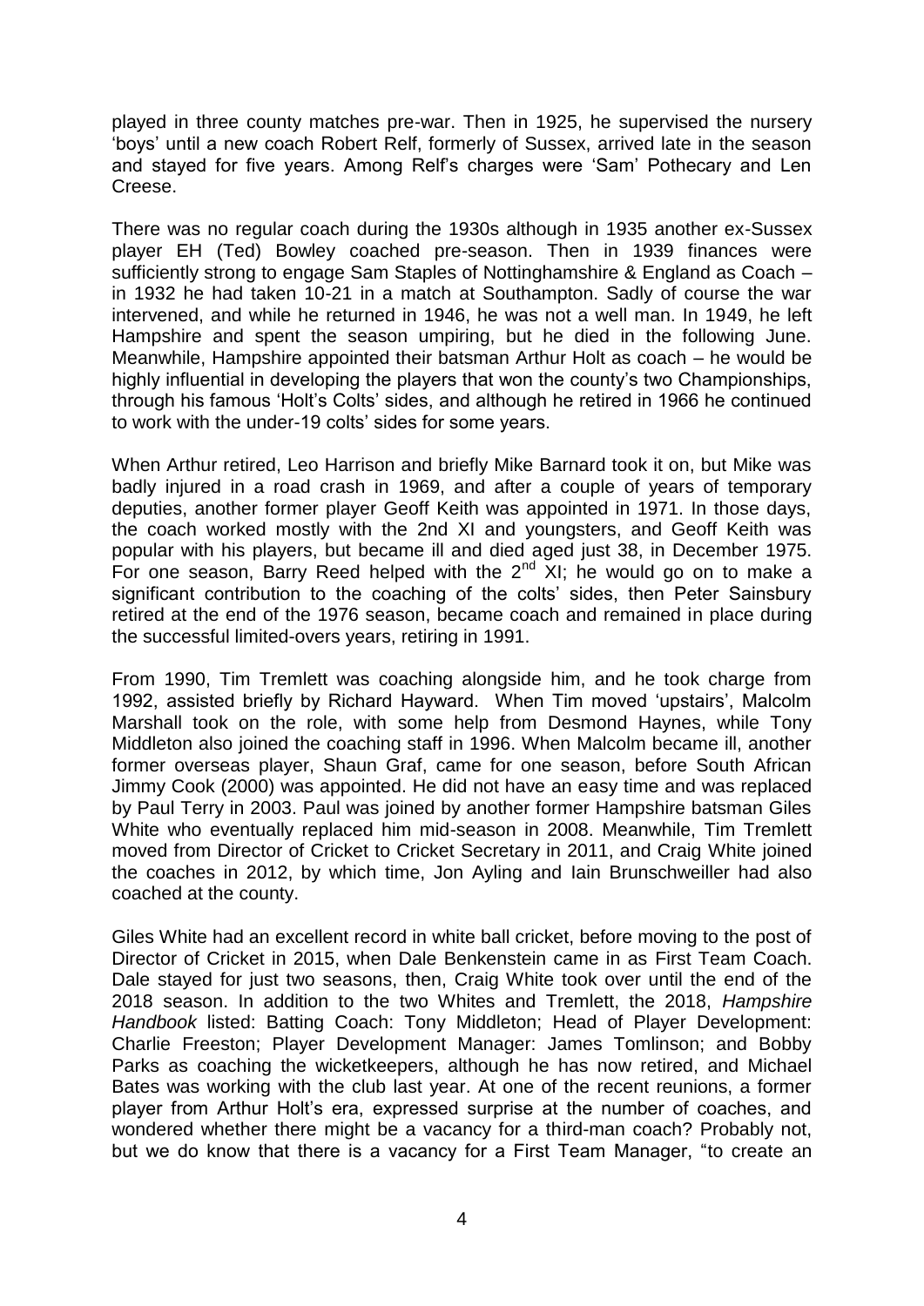played in three county matches pre-war. Then in 1925, he supervised the nursery 'boys' until a new coach Robert Relf, formerly of Sussex, arrived late in the season and stayed for five years. Among Relf's charges were 'Sam' Pothecary and Len Creese.

There was no regular coach during the 1930s although in 1935 another ex-Sussex player EH (Ted) Bowley coached pre-season. Then in 1939 finances were sufficiently strong to engage Sam Staples of Nottinghamshire & England as Coach – in 1932 he had taken 10-21 in a match at Southampton. Sadly of course the war intervened, and while he returned in 1946, he was not a well man. In 1949, he left Hampshire and spent the season umpiring, but he died in the following June. Meanwhile, Hampshire appointed their batsman Arthur Holt as coach – he would be highly influential in developing the players that won the county's two Championships, through his famous 'Holt's Colts' sides, and although he retired in 1966 he continued to work with the under-19 colts' sides for some years.

When Arthur retired, Leo Harrison and briefly Mike Barnard took it on, but Mike was badly injured in a road crash in 1969, and after a couple of years of temporary deputies, another former player Geoff Keith was appointed in 1971. In those days, the coach worked mostly with the 2nd XI and youngsters, and Geoff Keith was popular with his players, but became ill and died aged just 38, in December 1975. For one season, Barry Reed helped with the 2nd XI; he would go on to make a significant contribution to the coaching of the colts' sides, then Peter Sainsbury retired at the end of the 1976 season, became coach and remained in place during the successful limited-overs years, retiring in 1991.

From 1990, Tim Tremlett was coaching alongside him, and he took charge from 1992, assisted briefly by Richard Hayward. When Tim moved 'upstairs', Malcolm Marshall took on the role, with some help from Desmond Haynes, while Tony Middleton also joined the coaching staff in 1996. When Malcolm became ill, another former overseas player, Shaun Graf, came for one season, before South African Jimmy Cook (2000) was appointed. He did not have an easy time and was replaced by Paul Terry in 2003. Paul was joined by another former Hampshire batsman Giles White who eventually replaced him mid-season in 2008. Meanwhile, Tim Tremlett moved from Director of Cricket to Cricket Secretary in 2011, and Craig White joined the coaches in 2012, by which time, Jon Ayling and Iain Brunschweiller had also coached at the county.

Giles White had an excellent record in white ball cricket, before moving to the post of Director of Cricket in 2015, when Dale Benkenstein came in as First Team Coach. Dale stayed for just two seasons, then, Craig White took over until the end of the 2018 season. In addition to the two Whites and Tremlett, the 2018, *Hampshire Handbook* listed: Batting Coach: Tony Middleton; Head of Player Development: Charlie Freeston; Player Development Manager: James Tomlinson; and Bobby Parks as coaching the wicketkeepers, although he has now retired, and Michael Bates was working with the club last year. At one of the recent reunions, a former player from Arthur Holt's era, expressed surprise at the number of coaches, and wondered whether there might be a vacancy for a third-man coach? Probably not, but we do know that there is a vacancy for a First Team Manager, "to create an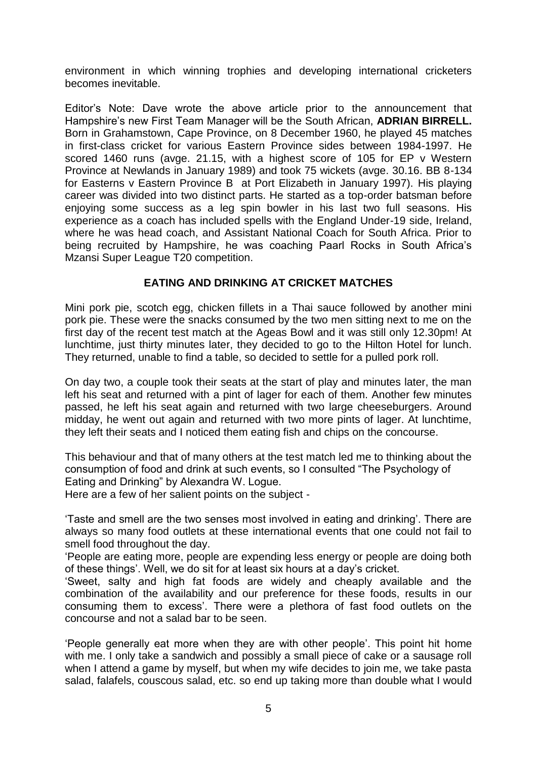environment in which winning trophies and developing international cricketers becomes inevitable.

Editor's Note: Dave wrote the above article prior to the announcement that Hampshire's new First Team Manager will be the South African, **ADRIAN BIRRELL.** Born in Grahamstown, Cape Province, on 8 December 1960, he played 45 matches in first-class cricket for various Eastern Province sides between 1984-1997. He scored 1460 runs (avge. 21.15, with a highest score of 105 for EP v Western Province at Newlands in January 1989) and took 75 wickets (avge. 30.16. BB 8-134 for Easterns v Eastern Province B at Port Elizabeth in January 1997). His playing career was divided into two distinct parts. He started as a top-order batsman before enjoying some success as a leg spin bowler in his last two full seasons. His experience as a coach has included spells with the England Under-19 side, Ireland, where he was head coach, and Assistant National Coach for South Africa. Prior to being recruited by Hampshire, he was coaching Paarl Rocks in South Africa's Mzansi Super League T20 competition.

## EATING AND DRINKING AT CRICKET MATCHES

Mini pork pie, scotch egg, chicken fillets in a Thai sauce followed by another mini pork pie. These were the snacks consumed by the two men sitting next to me on the first day of the recent test match at the Ageas Bowl and it was still only 12.30pm! At lunchtime, just thirty minutes later, they decided to go to the Hilton Hotel for lunch. They returned, unable to find a table, so decided to settle for a pulled pork roll.

On day two, a couple took their seats at the start of play and minutes later, the man left his seat and returned with a pint of lager for each of them. Another few minutes passed, he left his seat again and returned with two large cheeseburgers. Around midday, he went out again and returned with two more pints of lager. At lunchtime, they left their seats and I noticed them eating fish and chips on the concourse.

This behaviour and that of many others at the test match led me to thinking about the consumption of food and drink at such events, so I consulted "The Psychology of Eating and Drinking" by Alexandra W. Logue.
Here are a few of her salient points on the subject -

'Taste and smell are the two senses most involved in eating and drinking'. There are always so many food outlets at these international events that one could not fail to smell food throughout the day.
'People are eating more, people are expending less energy or people are doing both of these things'. Well, we do sit for at least six hours at a day's cricket.
'Sweet, salty and high fat foods are widely and cheaply available and the combination of the availability and our preference for these foods, results in our consuming them to excess'. There were a plethora of fast food outlets on the concourse and not a salad bar to be seen.

'People generally eat more when they are with other people'. This point hit home with me. I only take a sandwich and possibly a small piece of cake or a sausage roll when I attend a game by myself, but when my wife decides to join me, we take pasta salad, falafels, couscous salad, etc. so end up taking more than double what I would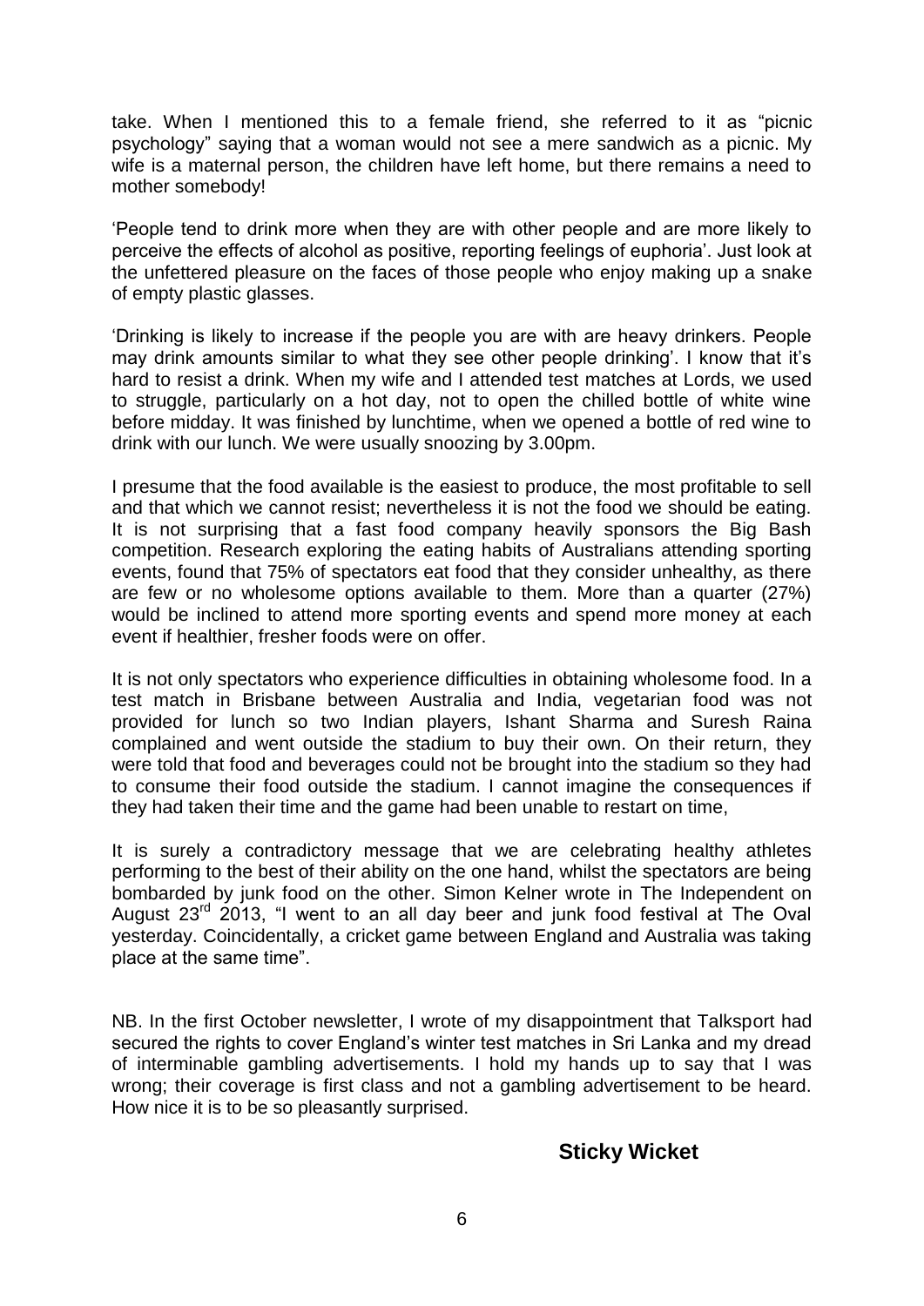take. When I mentioned this to a female friend, she referred to it as "picnic psychology" saying that a woman would not see a mere sandwich as a picnic. My wife is a maternal person, the children have left home, but there remains a need to mother somebody!

'People tend to drink more when they are with other people and are more likely to perceive the effects of alcohol as positive, reporting feelings of euphoria'. Just look at the unfettered pleasure on the faces of those people who enjoy making up a snake of empty plastic glasses.

'Drinking is likely to increase if the people you are with are heavy drinkers. People may drink amounts similar to what they see other people drinking'. I know that it's hard to resist a drink. When my wife and I attended test matches at Lords, we used to struggle, particularly on a hot day, not to open the chilled bottle of white wine before midday. It was finished by lunchtime, when we opened a bottle of red wine to drink with our lunch. We were usually snoozing by 3.00pm.

I presume that the food available is the easiest to produce, the most profitable to sell and that which we cannot resist; nevertheless it is not the food we should be eating. It is not surprising that a fast food company heavily sponsors the Big Bash competition. Research exploring the eating habits of Australians attending sporting events, found that 75% of spectators eat food that they consider unhealthy, as there are few or no wholesome options available to them. More than a quarter (27%) would be inclined to attend more sporting events and spend more money at each event if healthier, fresher foods were on offer.

It is not only spectators who experience difficulties in obtaining wholesome food. In a test match in Brisbane between Australia and India, vegetarian food was not provided for lunch so two Indian players, Ishant Sharma and Suresh Raina complained and went outside the stadium to buy their own. On their return, they were told that food and beverages could not be brought into the stadium so they had to consume their food outside the stadium. I cannot imagine the consequences if they had taken their time and the game had been unable to restart on time,

It is surely a contradictory message that we are celebrating healthy athletes performing to the best of their ability on the one hand, whilst the spectators are being bombarded by junk food on the other. Simon Kelner wrote in The Independent on August 23rd 2013, "I went to an all day beer and junk food festival at The Oval yesterday. Coincidentally, a cricket game between England and Australia was taking place at the same time".

NB. In the first October newsletter, I wrote of my disappointment that Talksport had secured the rights to cover England's winter test matches in Sri Lanka and my dread of interminable gambling advertisements. I hold my hands up to say that I was wrong; their coverage is first class and not a gambling advertisement to be heard. How nice it is to be so pleasantly surprised.

**Sticky Wicket**